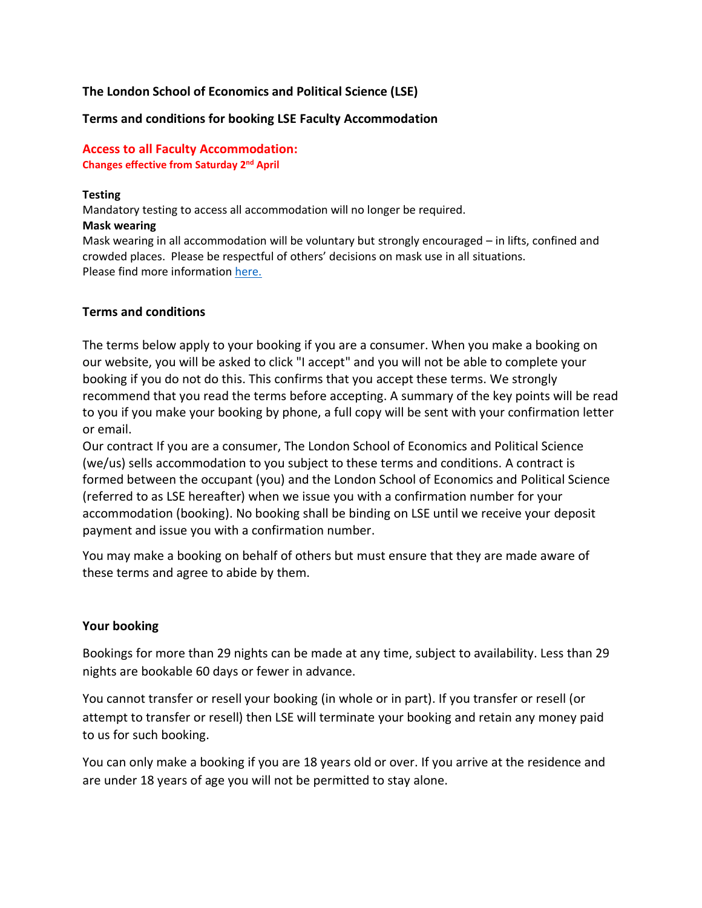**The London School of Economics and Political Science (LSE)**

**Terms and conditions for booking LSE Faculty Accommodation**

## Access to all Faculty Accommodation:

**Changes effective from Saturday 2nd April**

**Testing**

Mandatory testing to access all accommodation will no longer be required.

**Mask wearing**

Mask wearing in all accommodation will be voluntary but strongly encouraged – in lifts, confined and crowded places. Please be respectful of others' decisions on mask use in all situations.

Please find more information here.

### Terms and conditions

The terms below apply to your booking if you are a consumer. When you make a booking on our website, you will be asked to click "I accept" and you will not be able to complete your booking if you do not do this. This confirms that you accept these terms. We strongly recommend that you read the terms before accepting. A summary of the key points will be read to you if you make your booking by phone, a full copy will be sent with your confirmation letter or email.

Our contract If you are a consumer, The London School of Economics and Political Science (we/us) sells accommodation to you subject to these terms and conditions. A contract is formed between the occupant (you) and the London School of Economics and Political Science (referred to as LSE hereafter) when we issue you with a confirmation number for your accommodation (booking). No booking shall be binding on LSE until we receive your deposit payment and issue you with a confirmation number.

You may make a booking on behalf of others but must ensure that they are made aware of these terms and agree to abide by them.

### Your booking

Bookings for more than 29 nights can be made at any time, subject to availability. Less than 29 nights are bookable 60 days or fewer in advance.

You cannot transfer or resell your booking (in whole or in part). If you transfer or resell (or attempt to transfer or resell) then LSE will terminate your booking and retain any money paid to us for such booking.

You can only make a booking if you are 18 years old or over. If you arrive at the residence and are under 18 years of age you will not be permitted to stay alone.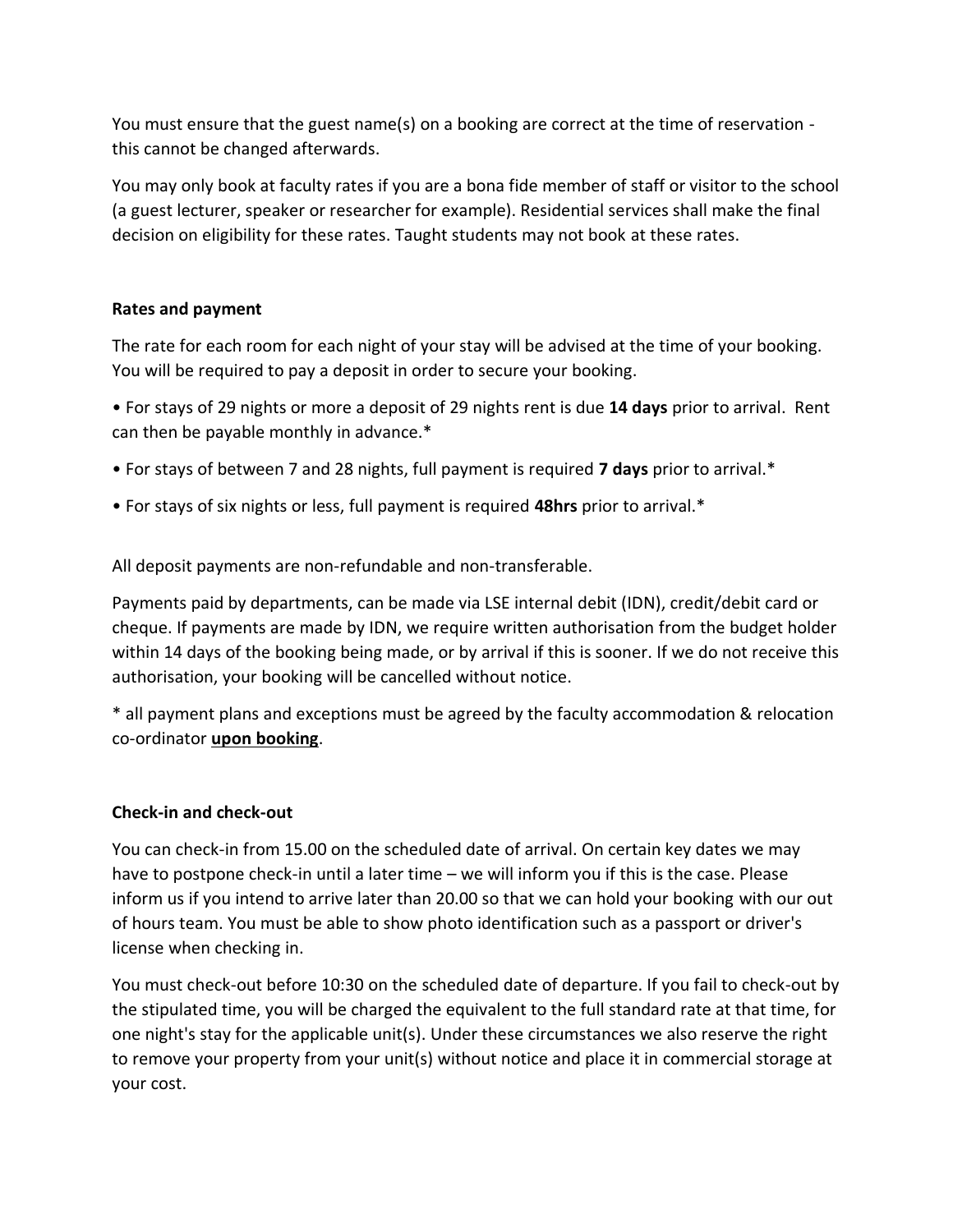You must ensure that the guest name(s) on a booking are correct at the time of reservation - this cannot be changed afterwards.

You may only book at faculty rates if you are a bona fide member of staff or visitor to the school (a guest lecturer, speaker or researcher for example). Residential services shall make the final decision on eligibility for these rates. Taught students may not book at these rates.

**Rates and payment**

The rate for each room for each night of your stay will be advised at the time of your booking. You will be required to pay a deposit in order to secure your booking.

- For stays of 29 nights or more a deposit of 29 nights rent is due **14 days** prior to arrival. Rent can then be payable monthly in advance.*
- For stays of between 7 and 28 nights, full payment is required **7 days** prior to arrival.*
- For stays of six nights or less, full payment is required **48hrs** prior to arrival.*

All deposit payments are non-refundable and non-transferable.

Payments paid by departments, can be made via LSE internal debit (IDN), credit/debit card or cheque. If payments are made by IDN, we require written authorisation from the budget holder within 14 days of the booking being made, or by arrival if this is sooner. If we do not receive this authorisation, your booking will be cancelled without notice.

* all payment plans and exceptions must be agreed by the faculty accommodation & relocation co-ordinator **upon booking**.

**Check-in and check-out**

You can check-in from 15.00 on the scheduled date of arrival. On certain key dates we may have to postpone check-in until a later time – we will inform you if this is the case. Please inform us if you intend to arrive later than 20.00 so that we can hold your booking with our out of hours team. You must be able to show photo identification such as a passport or driver's license when checking in.

You must check-out before 10:30 on the scheduled date of departure. If you fail to check-out by the stipulated time, you will be charged the equivalent to the full standard rate at that time, for one night's stay for the applicable unit(s). Under these circumstances we also reserve the right to remove your property from your unit(s) without notice and place it in commercial storage at your cost.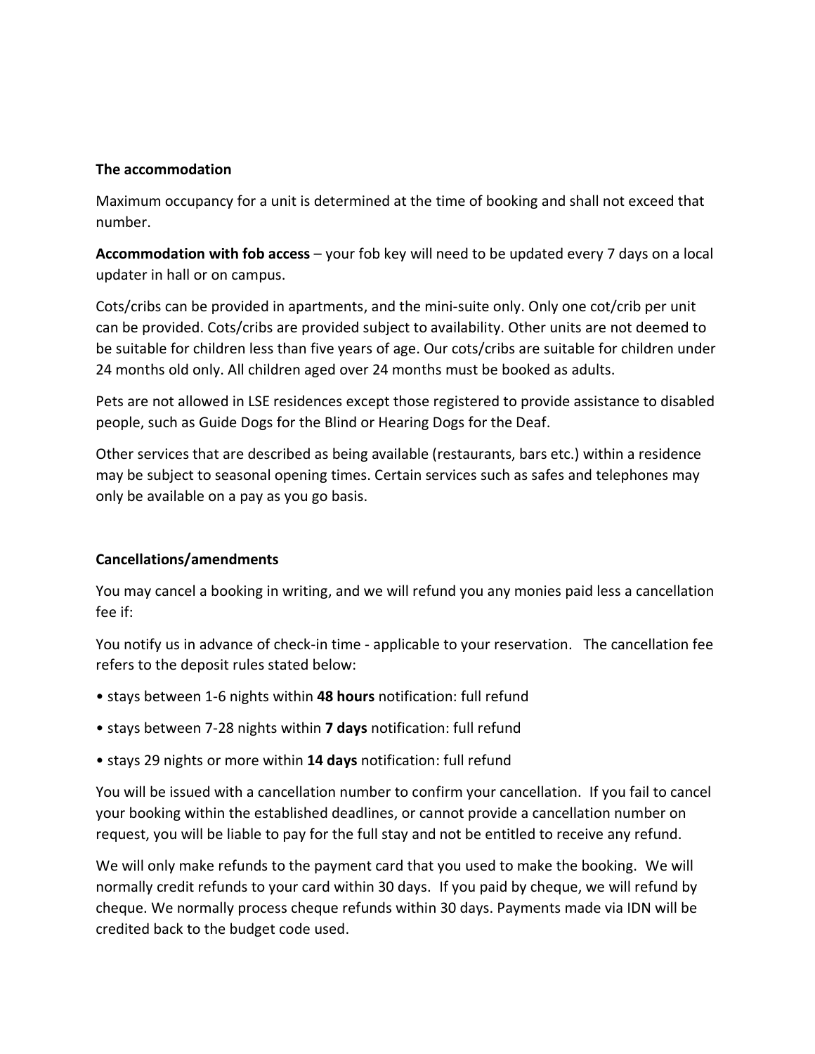**The accommodation**

Maximum occupancy for a unit is determined at the time of booking and shall not exceed that number.

**Accommodation with fob access** – your fob key will need to be updated every 7 days on a local updater in hall or on campus.

Cots/cribs can be provided in apartments, and the mini-suite only. Only one cot/crib per unit can be provided. Cots/cribs are provided subject to availability. Other units are not deemed to be suitable for children less than five years of age. Our cots/cribs are suitable for children under 24 months old only. All children aged over 24 months must be booked as adults.

Pets are not allowed in LSE residences except those registered to provide assistance to disabled people, such as Guide Dogs for the Blind or Hearing Dogs for the Deaf.

Other services that are described as being available (restaurants, bars etc.) within a residence may be subject to seasonal opening times. Certain services such as safes and telephones may only be available on a pay as you go basis.

**Cancellations/amendments**

You may cancel a booking in writing, and we will refund you any monies paid less a cancellation fee if:

You notify us in advance of check-in time - applicable to your reservation. The cancellation fee refers to the deposit rules stated below:

- stays between 1-6 nights within **48 hours** notification: full refund
- stays between 7-28 nights within **7 days** notification: full refund
- stays 29 nights or more within **14 days** notification: full refund

You will be issued with a cancellation number to confirm your cancellation. If you fail to cancel your booking within the established deadlines, or cannot provide a cancellation number on request, you will be liable to pay for the full stay and not be entitled to receive any refund.

We will only make refunds to the payment card that you used to make the booking. We will normally credit refunds to your card within 30 days. If you paid by cheque, we will refund by cheque. We normally process cheque refunds within 30 days. Payments made via IDN will be credited back to the budget code used.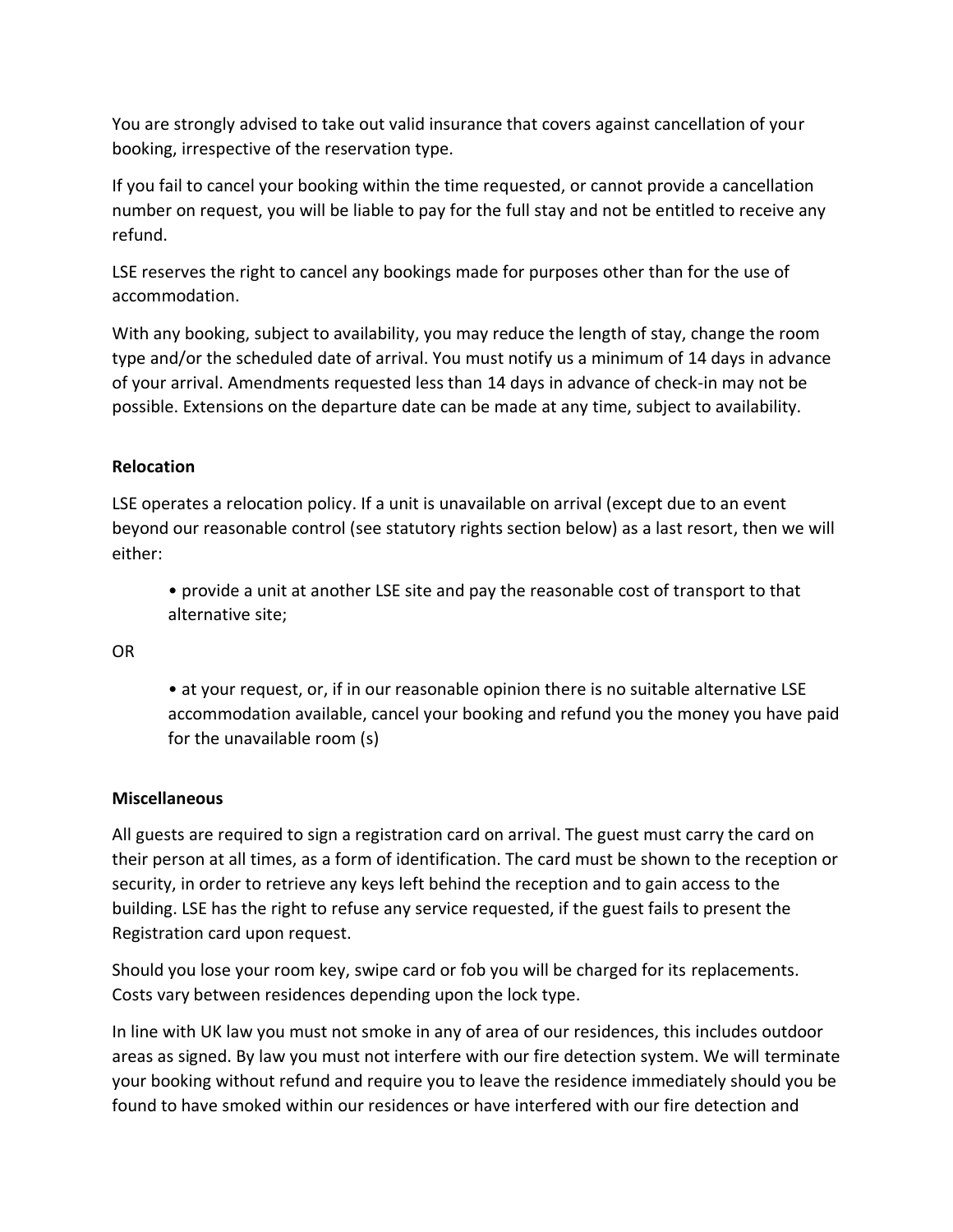You are strongly advised to take out valid insurance that covers against cancellation of your booking, irrespective of the reservation type.

If you fail to cancel your booking within the time requested, or cannot provide a cancellation number on request, you will be liable to pay for the full stay and not be entitled to receive any refund.

LSE reserves the right to cancel any bookings made for purposes other than for the use of accommodation.

With any booking, subject to availability, you may reduce the length of stay, change the room type and/or the scheduled date of arrival. You must notify us a minimum of 14 days in advance of your arrival. Amendments requested less than 14 days in advance of check-in may not be possible. Extensions on the departure date can be made at any time, subject to availability.

**Relocation**

LSE operates a relocation policy. If a unit is unavailable on arrival (except due to an event beyond our reasonable control (see statutory rights section below) as a last resort, then we will either:

- provide a unit at another LSE site and pay the reasonable cost of transport to that alternative site;

OR

- at your request, or, if in our reasonable opinion there is no suitable alternative LSE accommodation available, cancel your booking and refund you the money you have paid for the unavailable room (s)

**Miscellaneous**

All guests are required to sign a registration card on arrival. The guest must carry the card on their person at all times, as a form of identification. The card must be shown to the reception or security, in order to retrieve any keys left behind the reception and to gain access to the building. LSE has the right to refuse any service requested, if the guest fails to present the Registration card upon request.

Should you lose your room key, swipe card or fob you will be charged for its replacements. Costs vary between residences depending upon the lock type.

In line with UK law you must not smoke in any of area of our residences, this includes outdoor areas as signed. By law you must not interfere with our fire detection system. We will terminate your booking without refund and require you to leave the residence immediately should you be found to have smoked within our residences or have interfered with our fire detection and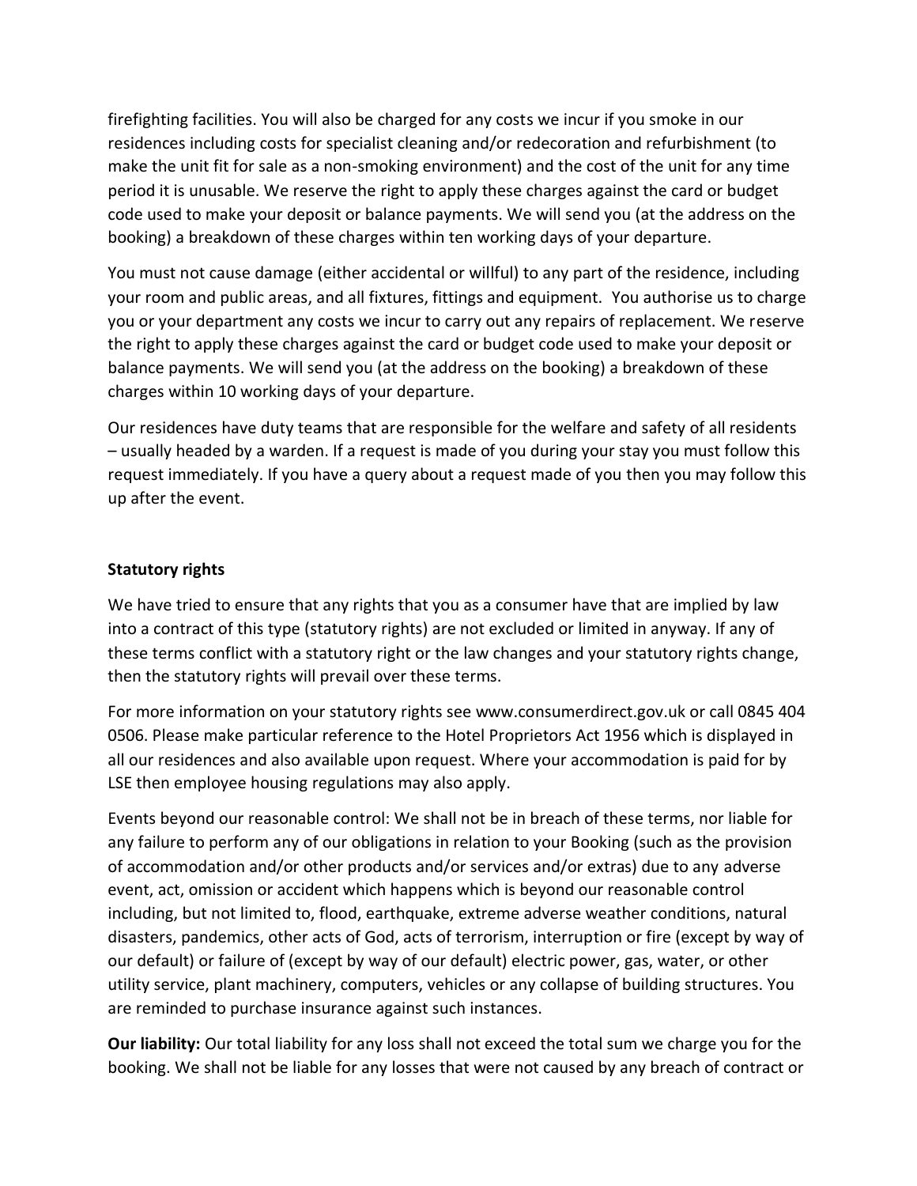firefighting facilities. You will also be charged for any costs we incur if you smoke in our residences including costs for specialist cleaning and/or redecoration and refurbishment (to make the unit fit for sale as a non-smoking environment) and the cost of the unit for any time period it is unusable. We reserve the right to apply these charges against the card or budget code used to make your deposit or balance payments. We will send you (at the address on the booking) a breakdown of these charges within ten working days of your departure.

You must not cause damage (either accidental or willful) to any part of the residence, including your room and public areas, and all fixtures, fittings and equipment. You authorise us to charge you or your department any costs we incur to carry out any repairs of replacement. We reserve the right to apply these charges against the card or budget code used to make your deposit or balance payments. We will send you (at the address on the booking) a breakdown of these charges within 10 working days of your departure.

Our residences have duty teams that are responsible for the welfare and safety of all residents – usually headed by a warden. If a request is made of you during your stay you must follow this request immediately. If you have a query about a request made of you then you may follow this up after the event.

**Statutory rights**

We have tried to ensure that any rights that you as a consumer have that are implied by law into a contract of this type (statutory rights) are not excluded or limited in anyway. If any of these terms conflict with a statutory right or the law changes and your statutory rights change, then the statutory rights will prevail over these terms.

For more information on your statutory rights see www.consumerdirect.gov.uk or call 0845 404 0506. Please make particular reference to the Hotel Proprietors Act 1956 which is displayed in all our residences and also available upon request. Where your accommodation is paid for by LSE then employee housing regulations may also apply.

Events beyond our reasonable control: We shall not be in breach of these terms, nor liable for any failure to perform any of our obligations in relation to your Booking (such as the provision of accommodation and/or other products and/or services and/or extras) due to any adverse event, act, omission or accident which happens which is beyond our reasonable control including, but not limited to, flood, earthquake, extreme adverse weather conditions, natural disasters, pandemics, other acts of God, acts of terrorism, interruption or fire (except by way of our default) or failure of (except by way of our default) electric power, gas, water, or other utility service, plant machinery, computers, vehicles or any collapse of building structures. You are reminded to purchase insurance against such instances.

**Our liability:** Our total liability for any loss shall not exceed the total sum we charge you for the booking. We shall not be liable for any losses that were not caused by any breach of contract or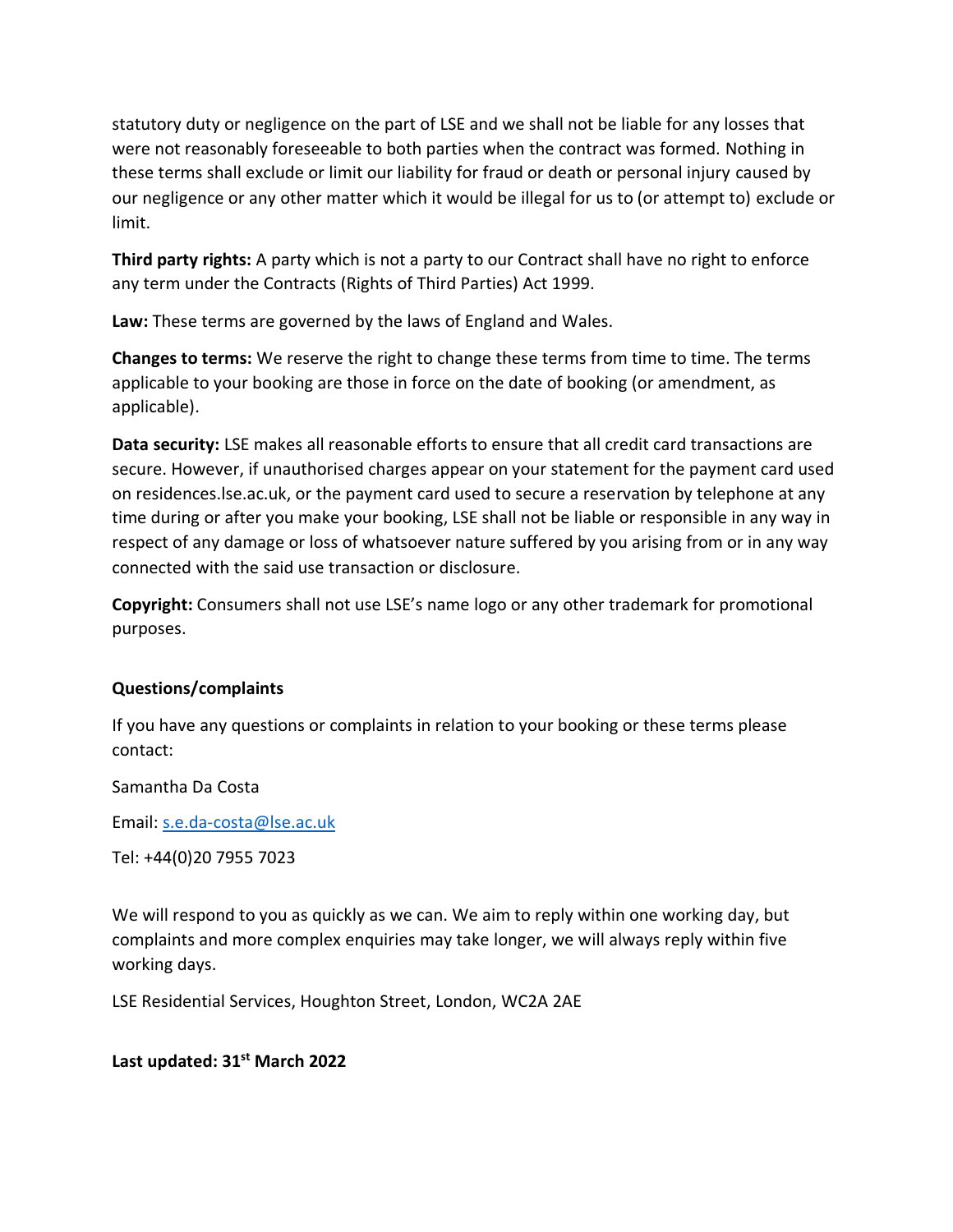statutory duty or negligence on the part of LSE and we shall not be liable for any losses that were not reasonably foreseeable to both parties when the contract was formed. Nothing in these terms shall exclude or limit our liability for fraud or death or personal injury caused by our negligence or any other matter which it would be illegal for us to (or attempt to) exclude or limit.

**Third party rights:** A party which is not a party to our Contract shall have no right to enforce any term under the Contracts (Rights of Third Parties) Act 1999.

**Law:** These terms are governed by the laws of England and Wales.

**Changes to terms:** We reserve the right to change these terms from time to time. The terms applicable to your booking are those in force on the date of booking (or amendment, as applicable).

**Data security:** LSE makes all reasonable efforts to ensure that all credit card transactions are secure. However, if unauthorised charges appear on your statement for the payment card used on residences.lse.ac.uk, or the payment card used to secure a reservation by telephone at any time during or after you make your booking, LSE shall not be liable or responsible in any way in respect of any damage or loss of whatsoever nature suffered by you arising from or in any way connected with the said use transaction or disclosure.

**Copyright:** Consumers shall not use LSE's name logo or any other trademark for promotional purposes.

**Questions/complaints**

If you have any questions or complaints in relation to your booking or these terms please contact:

Samantha Da Costa

Email: s.e.da-costa@lse.ac.uk

Tel: +44(0)20 7955 7023

We will respond to you as quickly as we can. We aim to reply within one working day, but complaints and more complex enquiries may take longer, we will always reply within five working days.

LSE Residential Services, Houghton Street, London, WC2A 2AE

**Last updated: 31st March 2022**